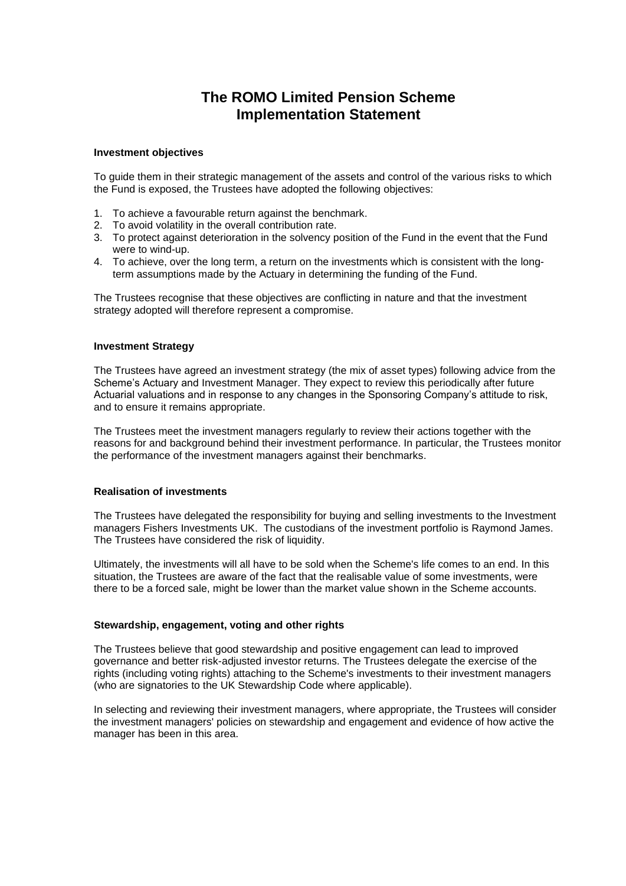# The ROMO Limited Pension Scheme
# Implementation Statement

**Investment objectives**

To guide them in their strategic management of the assets and control of the various risks to which the Fund is exposed, the Trustees have adopted the following objectives:

1. To achieve a favourable return against the benchmark.
2. To avoid volatility in the overall contribution rate.
3. To protect against deterioration in the solvency position of the Fund in the event that the Fund were to wind-up.
4. To achieve, over the long term, a return on the investments which is consistent with the long-term assumptions made by the Actuary in determining the funding of the Fund.

The Trustees recognise that these objectives are conflicting in nature and that the investment strategy adopted will therefore represent a compromise.

**Investment Strategy**

The Trustees have agreed an investment strategy (the mix of asset types) following advice from the Scheme's Actuary and Investment Manager. They expect to review this periodically after future Actuarial valuations and in response to any changes in the Sponsoring Company's attitude to risk, and to ensure it remains appropriate.

The Trustees meet the investment managers regularly to review their actions together with the reasons for and background behind their investment performance. In particular, the Trustees monitor the performance of the investment managers against their benchmarks.

**Realisation of investments**

The Trustees have delegated the responsibility for buying and selling investments to the Investment managers Fishers Investments UK. The custodians of the investment portfolio is Raymond James. The Trustees have considered the risk of liquidity.

Ultimately, the investments will all have to be sold when the Scheme's life comes to an end. In this situation, the Trustees are aware of the fact that the realisable value of some investments, were there to be a forced sale, might be lower than the market value shown in the Scheme accounts.

**Stewardship, engagement, voting and other rights**

The Trustees believe that good stewardship and positive engagement can lead to improved governance and better risk-adjusted investor returns. The Trustees delegate the exercise of the rights (including voting rights) attaching to the Scheme's investments to their investment managers (who are signatories to the UK Stewardship Code where applicable).

In selecting and reviewing their investment managers, where appropriate, the Trustees will consider the investment managers' policies on stewardship and engagement and evidence of how active the manager has been in this area.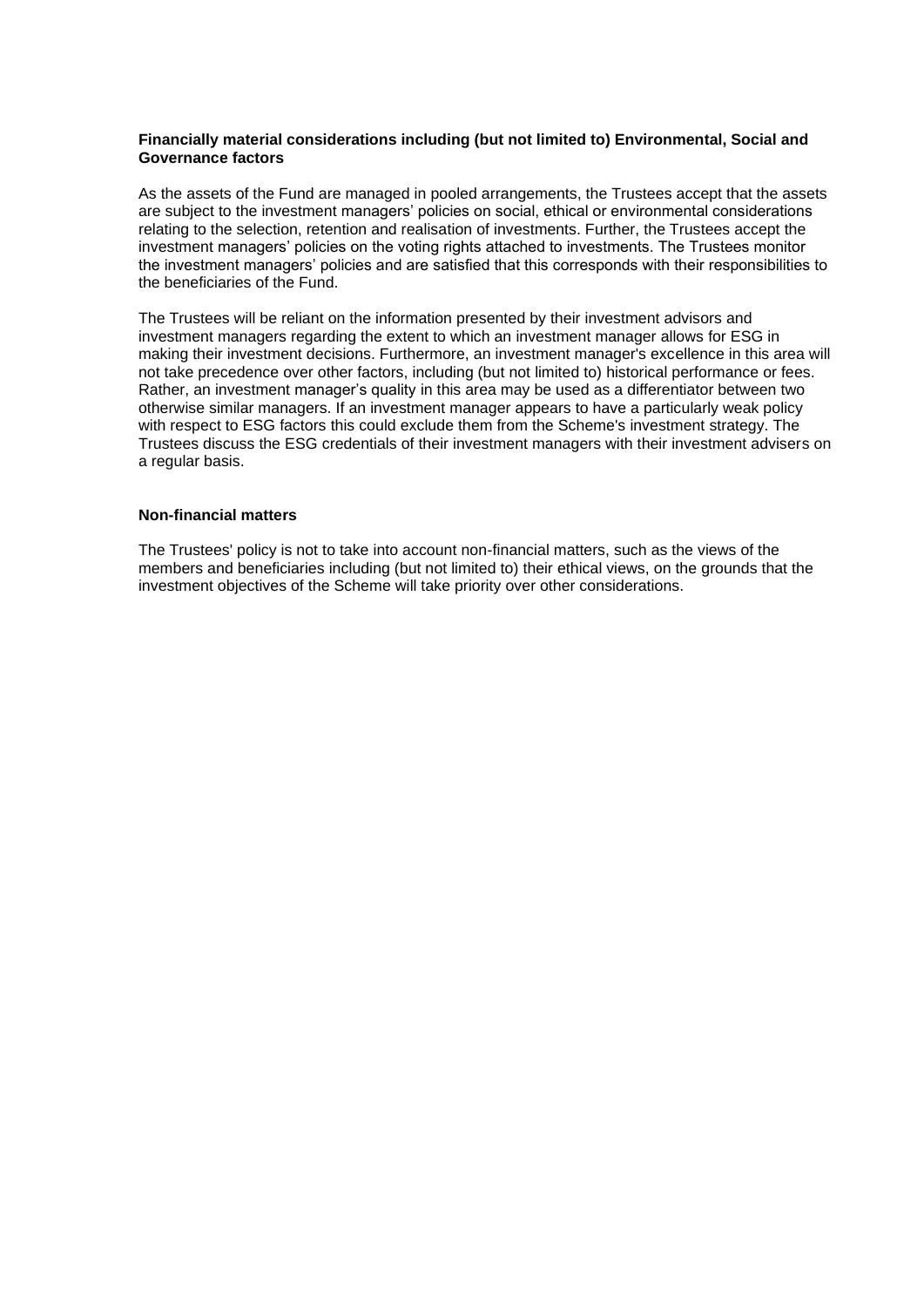**Financially material considerations including (but not limited to) Environmental, Social and Governance factors**

As the assets of the Fund are managed in pooled arrangements, the Trustees accept that the assets are subject to the investment managers' policies on social, ethical or environmental considerations relating to the selection, retention and realisation of investments. Further, the Trustees accept the investment managers' policies on the voting rights attached to investments. The Trustees monitor the investment managers' policies and are satisfied that this corresponds with their responsibilities to the beneficiaries of the Fund.

The Trustees will be reliant on the information presented by their investment advisors and investment managers regarding the extent to which an investment manager allows for ESG in making their investment decisions. Furthermore, an investment manager's excellence in this area will not take precedence over other factors, including (but not limited to) historical performance or fees. Rather, an investment manager's quality in this area may be used as a differentiator between two otherwise similar managers. If an investment manager appears to have a particularly weak policy with respect to ESG factors this could exclude them from the Scheme's investment strategy. The Trustees discuss the ESG credentials of their investment managers with their investment advisers on a regular basis.

**Non-financial matters**

The Trustees' policy is not to take into account non-financial matters, such as the views of the members and beneficiaries including (but not limited to) their ethical views, on the grounds that the investment objectives of the Scheme will take priority over other considerations.